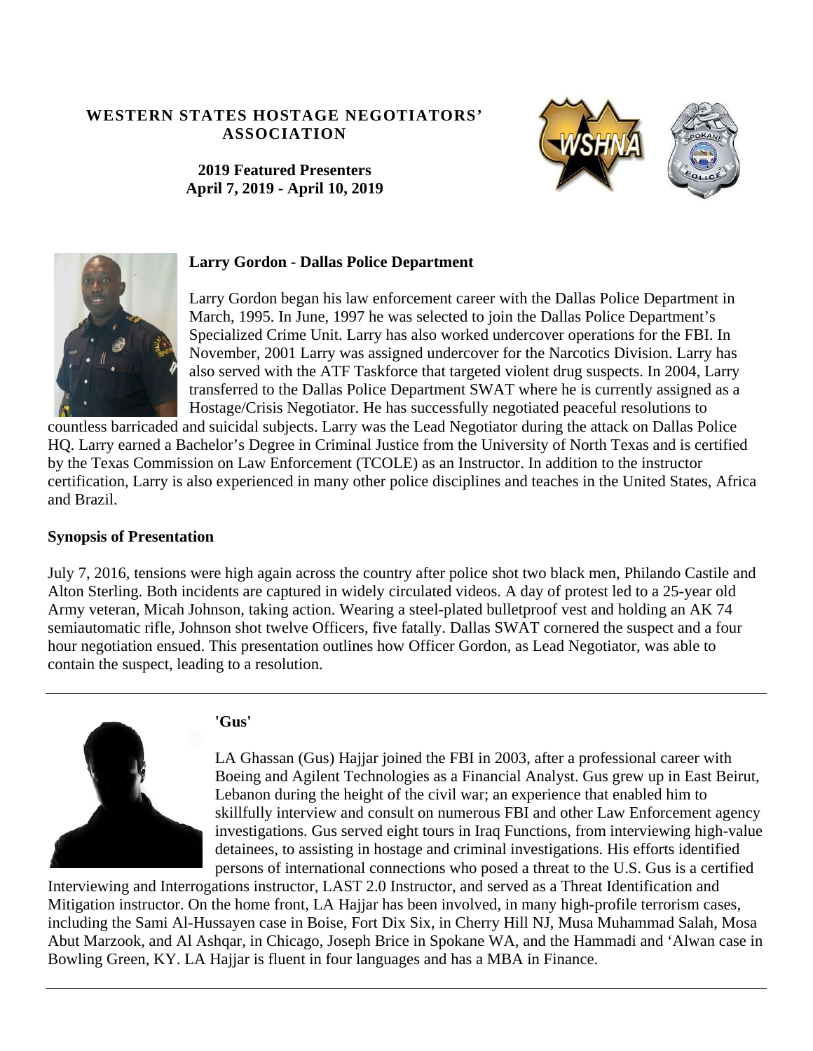# WESTERN STATES HOSTAGE NEGOTIATORS' ASSOCIATION

**2019 Featured Presenters**
**April 7, 2019 - April 10, 2019**

## Larry Gordon - Dallas Police Department

Larry Gordon began his law enforcement career with the Dallas Police Department in March, 1995. In June, 1997 he was selected to join the Dallas Police Department's Specialized Crime Unit. Larry has also worked undercover operations for the FBI. In November, 2001 Larry was assigned undercover for the Narcotics Division. Larry has also served with the ATF Taskforce that targeted violent drug suspects. In 2004, Larry transferred to the Dallas Police Department SWAT where he is currently assigned as a Hostage/Crisis Negotiator. He has successfully negotiated peaceful resolutions to countless barricaded and suicidal subjects. Larry was the Lead Negotiator during the attack on Dallas Police HQ. Larry earned a Bachelor's Degree in Criminal Justice from the University of North Texas and is certified by the Texas Commission on Law Enforcement (TCOLE) as an Instructor. In addition to the instructor certification, Larry is also experienced in many other police disciplines and teaches in the United States, Africa and Brazil.

### Synopsis of Presentation

July 7, 2016, tensions were high again across the country after police shot two black men, Philando Castile and Alton Sterling. Both incidents are captured in widely circulated videos. A day of protest led to a 25-year old Army veteran, Micah Johnson, taking action. Wearing a steel-plated bulletproof vest and holding an AK 74 semiautomatic rifle, Johnson shot twelve Officers, five fatally. Dallas SWAT cornered the suspect and a four hour negotiation ensued. This presentation outlines how Officer Gordon, as Lead Negotiator, was able to contain the suspect, leading to a resolution.

---

## 'Gus'

LA Ghassan (Gus) Hajjar joined the FBI in 2003, after a professional career with Boeing and Agilent Technologies as a Financial Analyst. Gus grew up in East Beirut, Lebanon during the height of the civil war; an experience that enabled him to skillfully interview and consult on numerous FBI and other Law Enforcement agency investigations. Gus served eight tours in Iraq Functions, from interviewing high-value detainees, to assisting in hostage and criminal investigations. His efforts identified persons of international connections who posed a threat to the U.S. Gus is a certified Interviewing and Interrogations instructor, LAST 2.0 Instructor, and served as a Threat Identification and Mitigation instructor. On the home front, LA Hajjar has been involved, in many high-profile terrorism cases, including the Sami Al-Hussayen case in Boise, Fort Dix Six, in Cherry Hill NJ, Musa Muhammad Salah, Mosa Abut Marzook, and Al Ashqar, in Chicago, Joseph Brice in Spokane WA, and the Hammadi and 'Alwan case in Bowling Green, KY. LA Hajjar is fluent in four languages and has a MBA in Finance.

---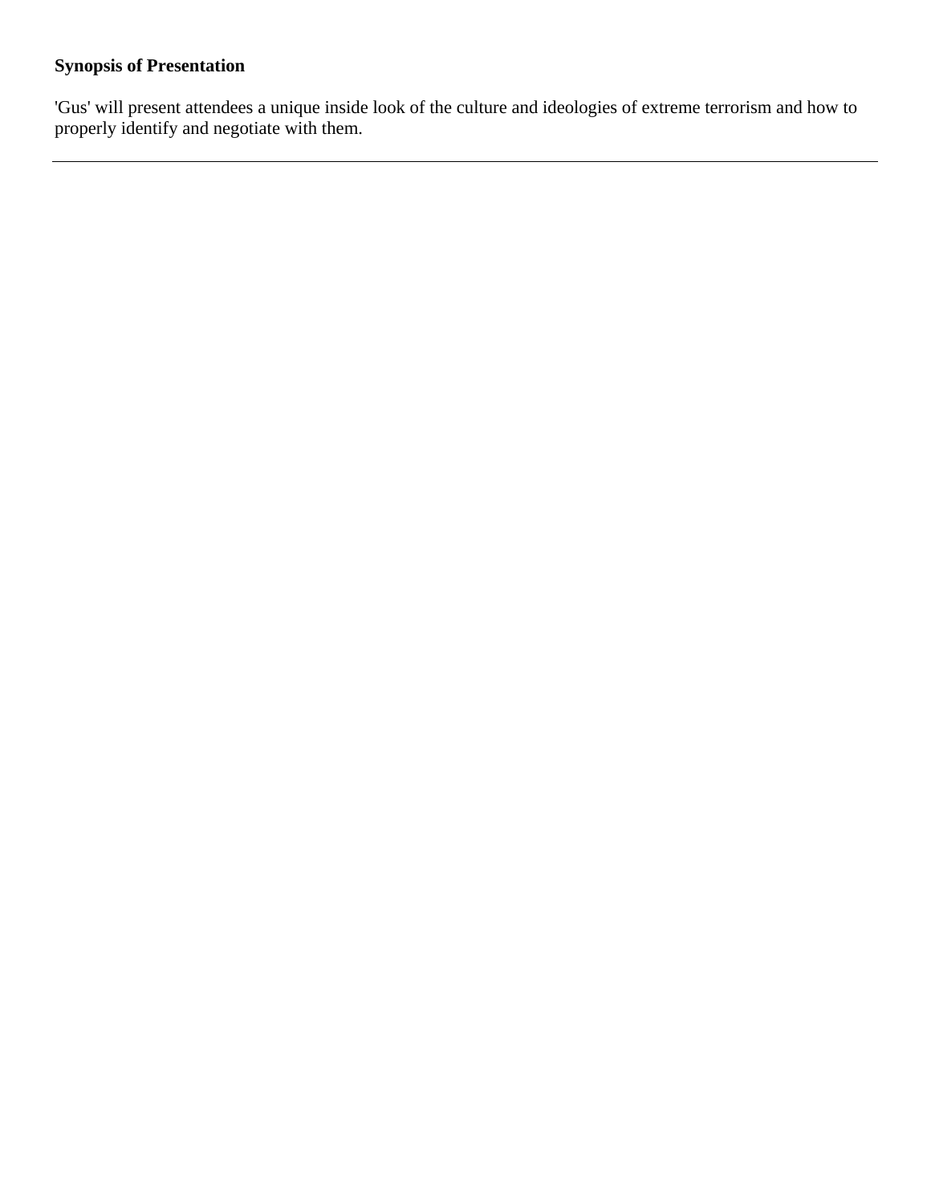**Synopsis of Presentation**

'Gus' will present attendees a unique inside look of the culture and ideologies of extreme terrorism and how to properly identify and negotiate with them.

---